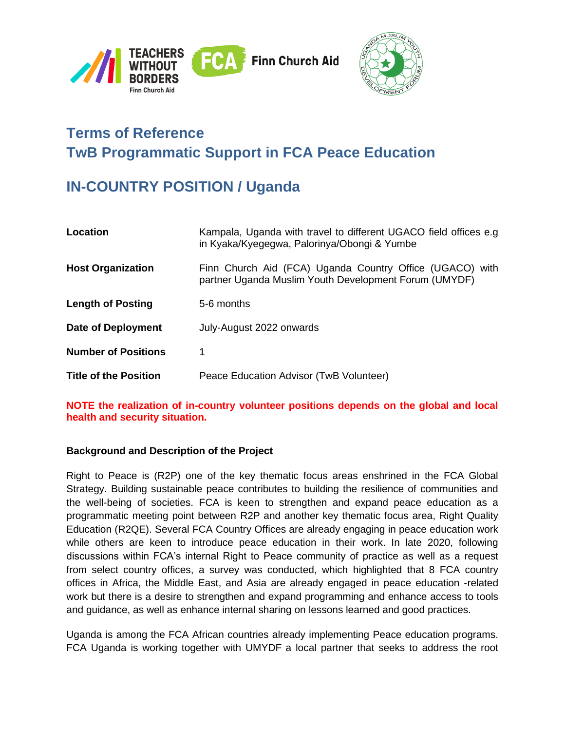# Terms of Reference
# TwB Programmatic Support in FCA Peace Education

## IN-COUNTRY POSITION / Uganda

| | |
|---|---|
| **Location** | Kampala, Uganda with travel to different UGACO field offices e.g in Kyaka/Kyegegwa, Palorinya/Obongi & Yumbe |
| **Host Organization** | Finn Church Aid (FCA) Uganda Country Office (UGACO) with partner Uganda Muslim Youth Development Forum (UMYDF) |
| **Length of Posting** | 5-6 months |
| **Date of Deployment** | July-August 2022 onwards |
| **Number of Positions** | 1 |
| **Title of the Position** | Peace Education Advisor (TwB Volunteer) |

**NOTE the realization of in-country volunteer positions depends on the global and local health and security situation.**

**Background and Description of the Project**

Right to Peace is (R2P) one of the key thematic focus areas enshrined in the FCA Global Strategy. Building sustainable peace contributes to building the resilience of communities and the well-being of societies. FCA is keen to strengthen and expand peace education as a programmatic meeting point between R2P and another key thematic focus area, Right Quality Education (R2QE). Several FCA Country Offices are already engaging in peace education work while others are keen to introduce peace education in their work. In late 2020, following discussions within FCA's internal Right to Peace community of practice as well as a request from select country offices, a survey was conducted, which highlighted that 8 FCA country offices in Africa, the Middle East, and Asia are already engaged in peace education -related work but there is a desire to strengthen and expand programming and enhance access to tools and guidance, as well as enhance internal sharing on lessons learned and good practices.

Uganda is among the FCA African countries already implementing Peace education programs. FCA Uganda is working together with UMYDF a local partner that seeks to address the root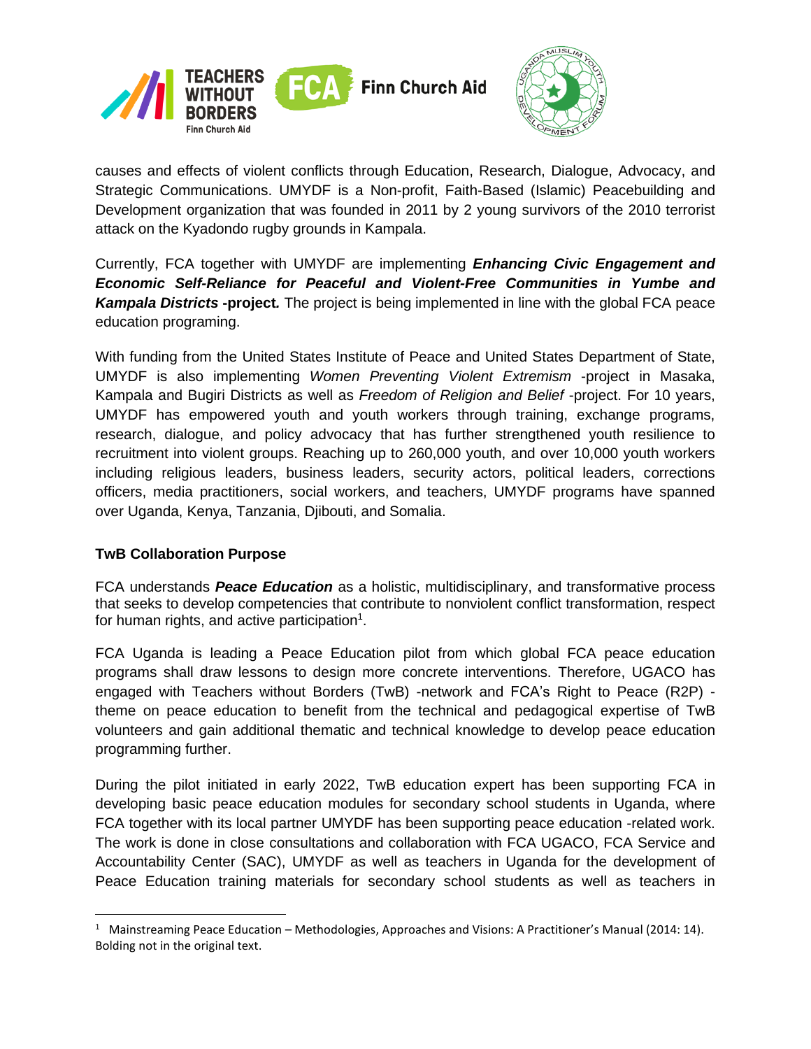causes and effects of violent conflicts through Education, Research, Dialogue, Advocacy, and Strategic Communications. UMYDF is a Non-profit, Faith-Based (Islamic) Peacebuilding and Development organization that was founded in 2011 by 2 young survivors of the 2010 terrorist attack on the Kyadondo rugby grounds in Kampala.

Currently, FCA together with UMYDF are implementing ***Enhancing Civic Engagement and Economic Self-Reliance for Peaceful and Violent-Free Communities in Yumbe and Kampala Districts* -project.** The project is being implemented in line with the global FCA peace education programing.

With funding from the United States Institute of Peace and United States Department of State, UMYDF is also implementing *Women Preventing Violent Extremism* -project in Masaka, Kampala and Bugiri Districts as well as *Freedom of Religion and Belief* -project. For 10 years, UMYDF has empowered youth and youth workers through training, exchange programs, research, dialogue, and policy advocacy that has further strengthened youth resilience to recruitment into violent groups. Reaching up to 260,000 youth, and over 10,000 youth workers including religious leaders, business leaders, security actors, political leaders, corrections officers, media practitioners, social workers, and teachers, UMYDF programs have spanned over Uganda, Kenya, Tanzania, Djibouti, and Somalia.

**TwB Collaboration Purpose**

FCA understands ***Peace Education*** as a holistic, multidisciplinary, and transformative process that seeks to develop competencies that contribute to nonviolent conflict transformation, respect for human rights, and active participation[1].

FCA Uganda is leading a Peace Education pilot from which global FCA peace education programs shall draw lessons to design more concrete interventions. Therefore, UGACO has engaged with Teachers without Borders (TwB) -network and FCA's Right to Peace (R2P) -theme on peace education to benefit from the technical and pedagogical expertise of TwB volunteers and gain additional thematic and technical knowledge to develop peace education programming further.

During the pilot initiated in early 2022, TwB education expert has been supporting FCA in developing basic peace education modules for secondary school students in Uganda, where FCA together with its local partner UMYDF has been supporting peace education -related work. The work is done in close consultations and collaboration with FCA UGACO, FCA Service and Accountability Center (SAC), UMYDF as well as teachers in Uganda for the development of Peace Education training materials for secondary school students as well as teachers in

[1] Mainstreaming Peace Education – Methodologies, Approaches and Visions: A Practitioner's Manual (2014: 14). Bolding not in the original text.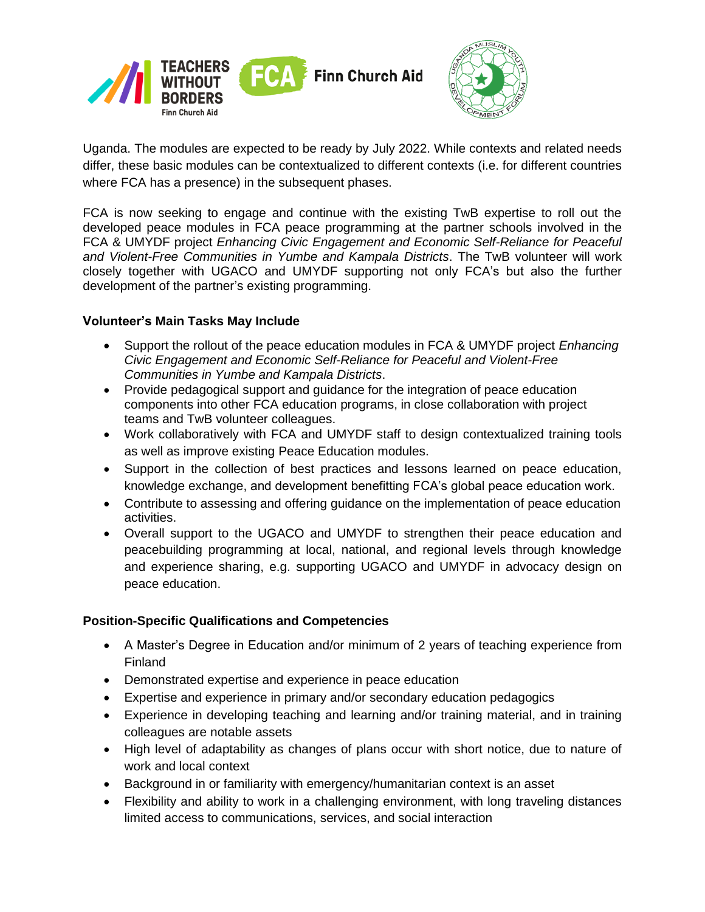Uganda. The modules are expected to be ready by July 2022. While contexts and related needs differ, these basic modules can be contextualized to different contexts (i.e. for different countries where FCA has a presence) in the subsequent phases.

FCA is now seeking to engage and continue with the existing TwB expertise to roll out the developed peace modules in FCA peace programming at the partner schools involved in the FCA & UMYDF project *Enhancing Civic Engagement and Economic Self-Reliance for Peaceful and Violent-Free Communities in Yumbe and Kampala Districts*. The TwB volunteer will work closely together with UGACO and UMYDF supporting not only FCA's but also the further development of the partner's existing programming.

**Volunteer's Main Tasks May Include**

- Support the rollout of the peace education modules in FCA & UMYDF project *Enhancing Civic Engagement and Economic Self-Reliance for Peaceful and Violent-Free Communities in Yumbe and Kampala Districts*.
- Provide pedagogical support and guidance for the integration of peace education components into other FCA education programs, in close collaboration with project teams and TwB volunteer colleagues.
- Work collaboratively with FCA and UMYDF staff to design contextualized training tools as well as improve existing Peace Education modules.
- Support in the collection of best practices and lessons learned on peace education, knowledge exchange, and development benefitting FCA's global peace education work.
- Contribute to assessing and offering guidance on the implementation of peace education activities.
- Overall support to the UGACO and UMYDF to strengthen their peace education and peacebuilding programming at local, national, and regional levels through knowledge and experience sharing, e.g. supporting UGACO and UMYDF in advocacy design on peace education.

**Position-Specific Qualifications and Competencies**

- A Master's Degree in Education and/or minimum of 2 years of teaching experience from Finland
- Demonstrated expertise and experience in peace education
- Expertise and experience in primary and/or secondary education pedagogics
- Experience in developing teaching and learning and/or training material, and in training colleagues are notable assets
- High level of adaptability as changes of plans occur with short notice, due to nature of work and local context
- Background in or familiarity with emergency/humanitarian context is an asset
- Flexibility and ability to work in a challenging environment, with long traveling distances limited access to communications, services, and social interaction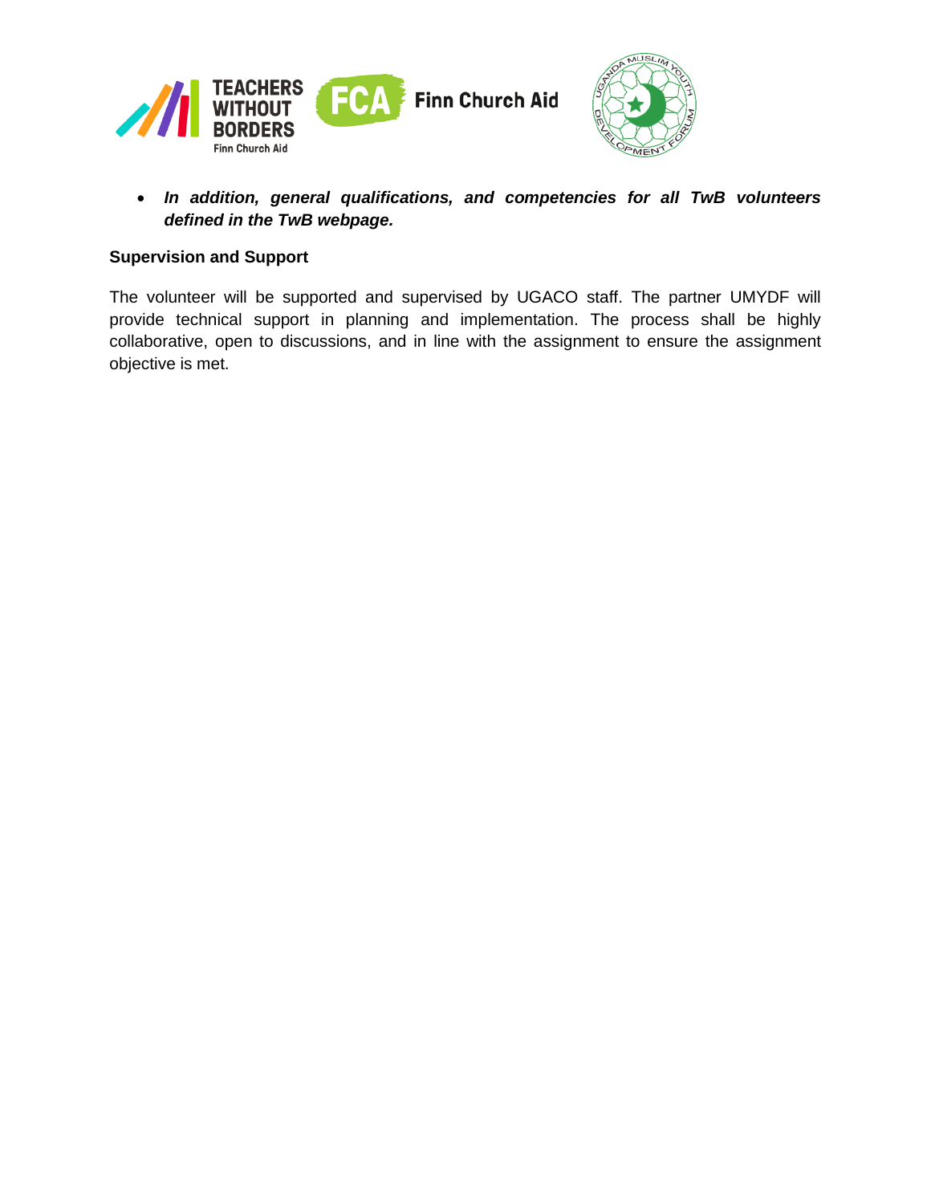- ***In addition, general qualifications, and competencies for all TwB volunteers defined in the TwB webpage.***

**Supervision and Support**

The volunteer will be supported and supervised by UGACO staff. The partner UMYDF will provide technical support in planning and implementation. The process shall be highly collaborative, open to discussions, and in line with the assignment to ensure the assignment objective is met.